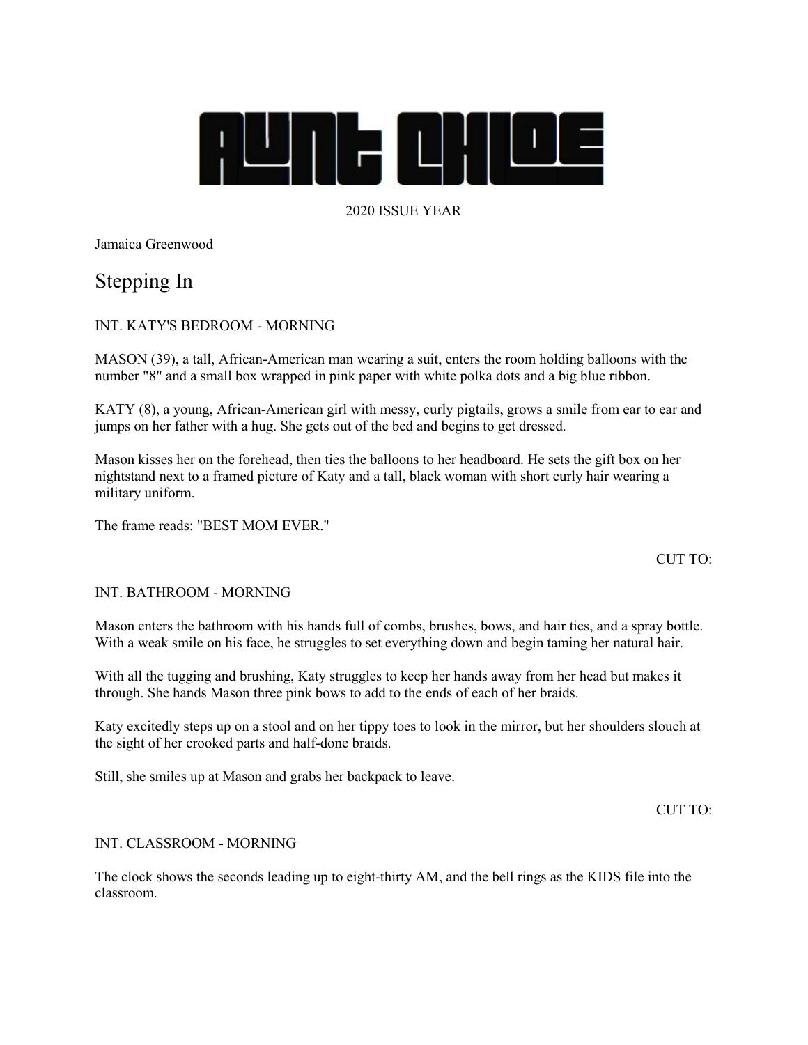# AUNT CHLOE

2020 ISSUE YEAR

Jamaica Greenwood

## Stepping In

INT. KATY'S BEDROOM - MORNING

MASON (39), a tall, African-American man wearing a suit, enters the room holding balloons with the number "8" and a small box wrapped in pink paper with white polka dots and a big blue ribbon.

KATY (8), a young, African-American girl with messy, curly pigtails, grows a smile from ear to ear and jumps on her father with a hug. She gets out of the bed and begins to get dressed.

Mason kisses her on the forehead, then ties the balloons to her headboard. He sets the gift box on her nightstand next to a framed picture of Katy and a tall, black woman with short curly hair wearing a military uniform.

The frame reads: "BEST MOM EVER."

CUT TO:

INT. BATHROOM - MORNING

Mason enters the bathroom with his hands full of combs, brushes, bows, and hair ties, and a spray bottle. With a weak smile on his face, he struggles to set everything down and begin taming her natural hair.

With all the tugging and brushing, Katy struggles to keep her hands away from her head but makes it through. She hands Mason three pink bows to add to the ends of each of her braids.

Katy excitedly steps up on a stool and on her tippy toes to look in the mirror, but her shoulders slouch at the sight of her crooked parts and half-done braids.

Still, she smiles up at Mason and grabs her backpack to leave.

CUT TO:

INT. CLASSROOM - MORNING

The clock shows the seconds leading up to eight-thirty AM, and the bell rings as the KIDS file into the classroom.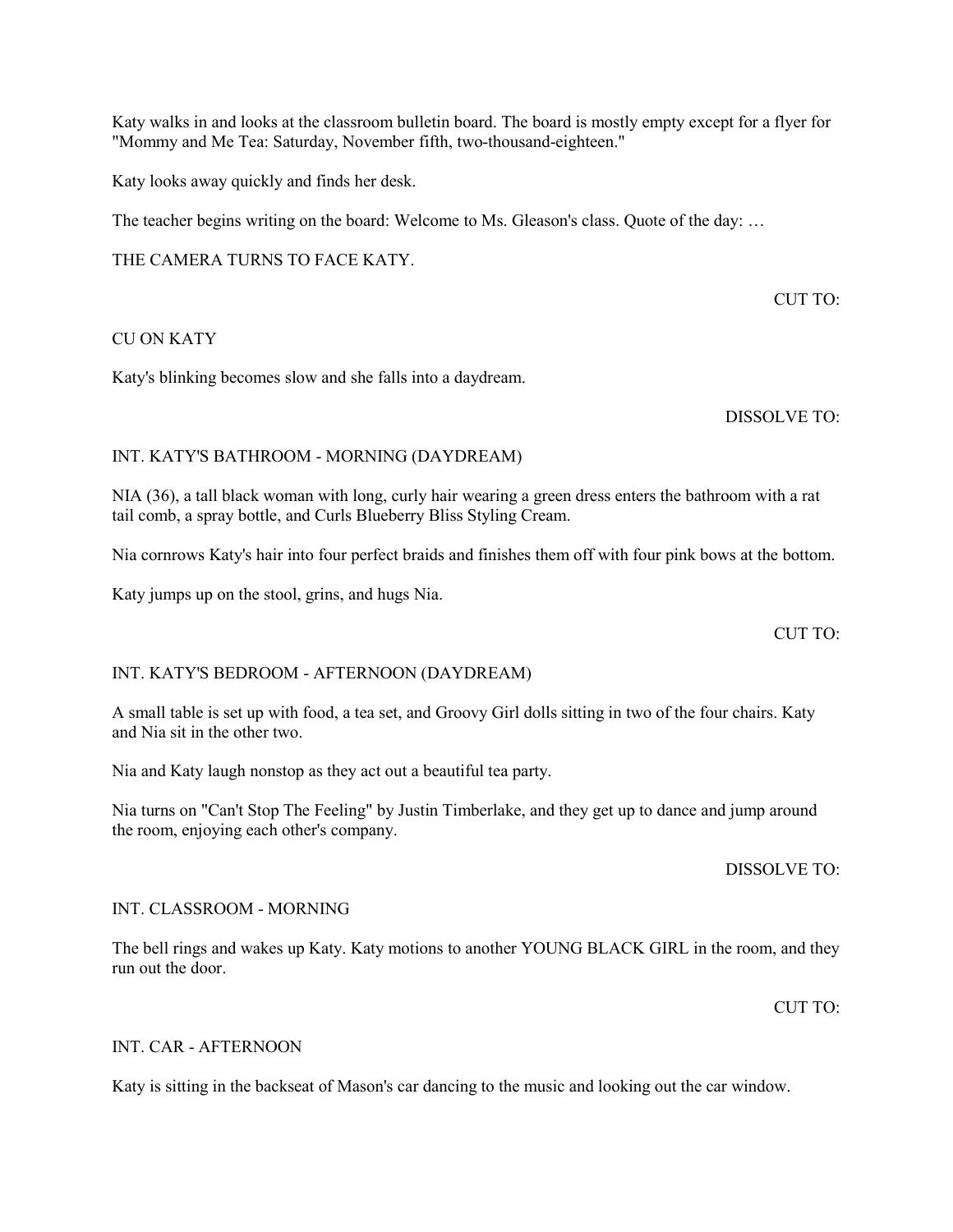Katy walks in and looks at the classroom bulletin board. The board is mostly empty except for a flyer for "Mommy and Me Tea: Saturday, November fifth, two-thousand-eighteen."

Katy looks away quickly and finds her desk.

The teacher begins writing on the board: Welcome to Ms. Gleason's class. Quote of the day: …

THE CAMERA TURNS TO FACE KATY.

CUT TO:

CU ON KATY

Katy's blinking becomes slow and she falls into a daydream.

DISSOLVE TO:

INT. KATY'S BATHROOM - MORNING (DAYDREAM)

NIA (36), a tall black woman with long, curly hair wearing a green dress enters the bathroom with a rat tail comb, a spray bottle, and Curls Blueberry Bliss Styling Cream.

Nia cornrows Katy's hair into four perfect braids and finishes them off with four pink bows at the bottom.

Katy jumps up on the stool, grins, and hugs Nia.

CUT TO:

INT. KATY'S BEDROOM - AFTERNOON (DAYDREAM)

A small table is set up with food, a tea set, and Groovy Girl dolls sitting in two of the four chairs. Katy and Nia sit in the other two.

Nia and Katy laugh nonstop as they act out a beautiful tea party.

Nia turns on "Can't Stop The Feeling" by Justin Timberlake, and they get up to dance and jump around the room, enjoying each other's company.

DISSOLVE TO:

INT. CLASSROOM - MORNING

The bell rings and wakes up Katy. Katy motions to another YOUNG BLACK GIRL in the room, and they run out the door.

CUT TO:

INT. CAR - AFTERNOON

Katy is sitting in the backseat of Mason's car dancing to the music and looking out the car window.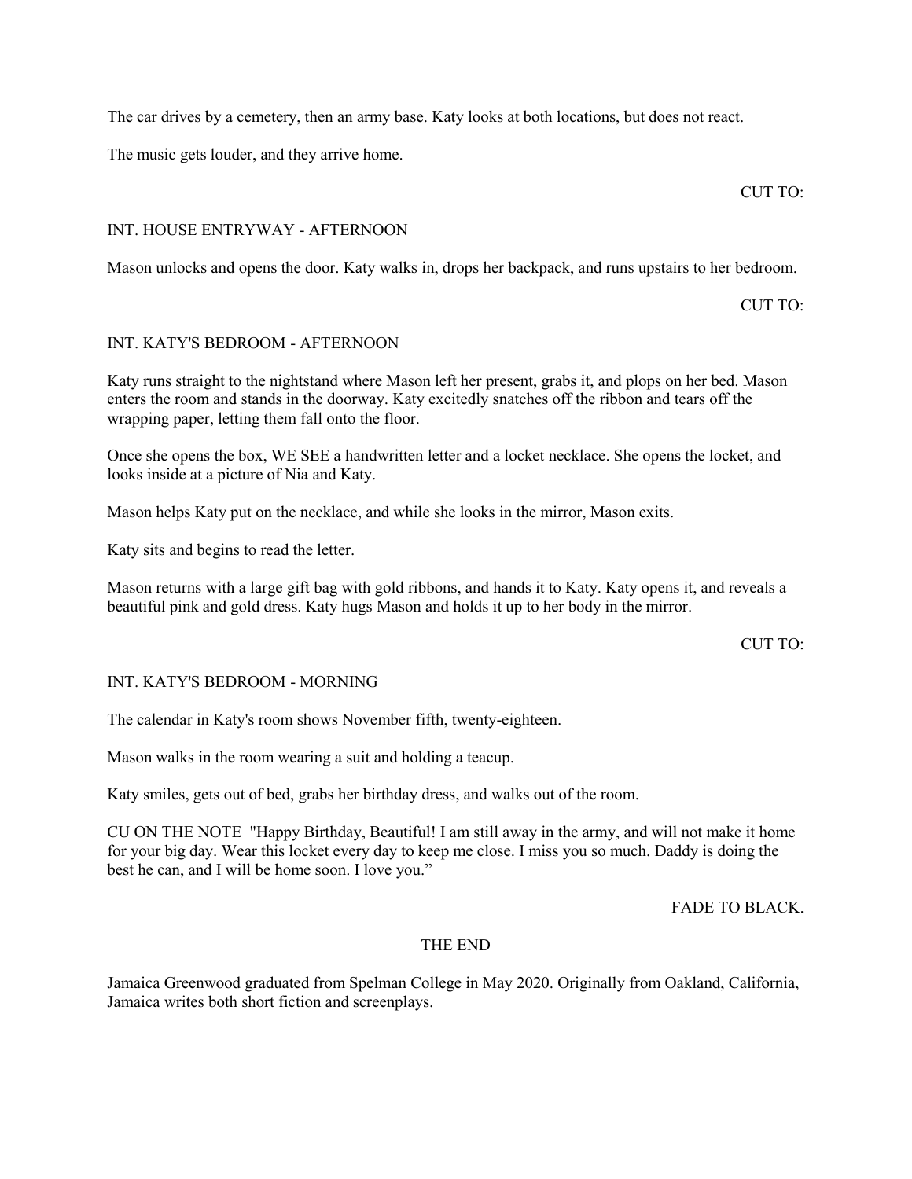The car drives by a cemetery, then an army base. Katy looks at both locations, but does not react.

The music gets louder, and they arrive home.

CUT TO:

INT. HOUSE ENTRYWAY - AFTERNOON

Mason unlocks and opens the door. Katy walks in, drops her backpack, and runs upstairs to her bedroom.

CUT TO:

INT. KATY'S BEDROOM - AFTERNOON

Katy runs straight to the nightstand where Mason left her present, grabs it, and plops on her bed. Mason enters the room and stands in the doorway. Katy excitedly snatches off the ribbon and tears off the wrapping paper, letting them fall onto the floor.

Once she opens the box, WE SEE a handwritten letter and a locket necklace. She opens the locket, and looks inside at a picture of Nia and Katy.

Mason helps Katy put on the necklace, and while she looks in the mirror, Mason exits.

Katy sits and begins to read the letter.

Mason returns with a large gift bag with gold ribbons, and hands it to Katy. Katy opens it, and reveals a beautiful pink and gold dress. Katy hugs Mason and holds it up to her body in the mirror.

CUT TO:

INT. KATY'S BEDROOM - MORNING

The calendar in Katy's room shows November fifth, twenty-eighteen.

Mason walks in the room wearing a suit and holding a teacup.

Katy smiles, gets out of bed, grabs her birthday dress, and walks out of the room.

CU ON THE NOTE "Happy Birthday, Beautiful! I am still away in the army, and will not make it home for your big day. Wear this locket every day to keep me close. I miss you so much. Daddy is doing the best he can, and I will be home soon. I love you."

FADE TO BLACK.

THE END

Jamaica Greenwood graduated from Spelman College in May 2020. Originally from Oakland, California, Jamaica writes both short fiction and screenplays.